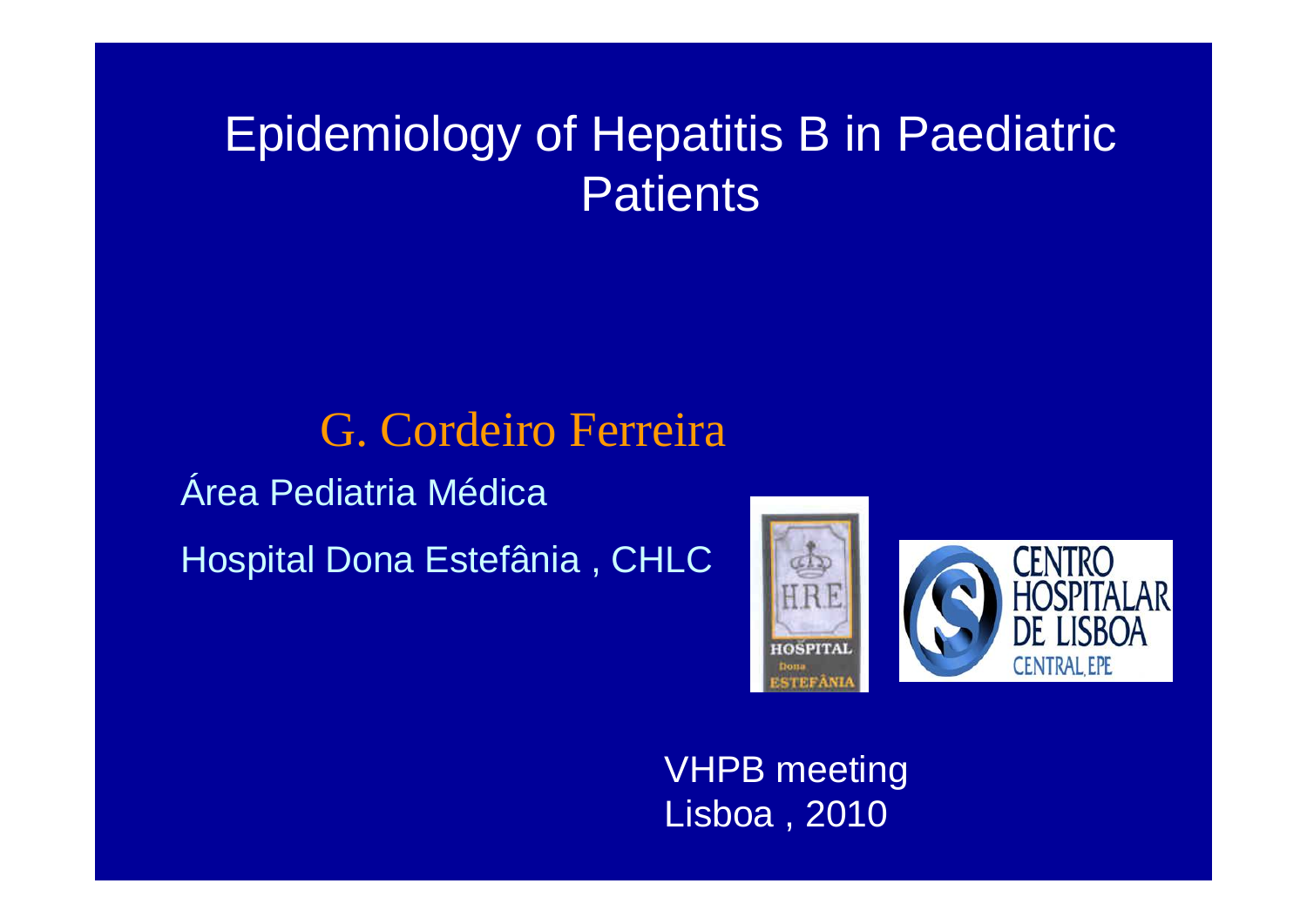# Epidemiology of Hepatitis B in Paediatric Patients

G. Cordeiro Ferreira

Área Pediatria Médica

Hospital Dona Estefânia , CHLC

VHPB meeting
Lisboa , 2010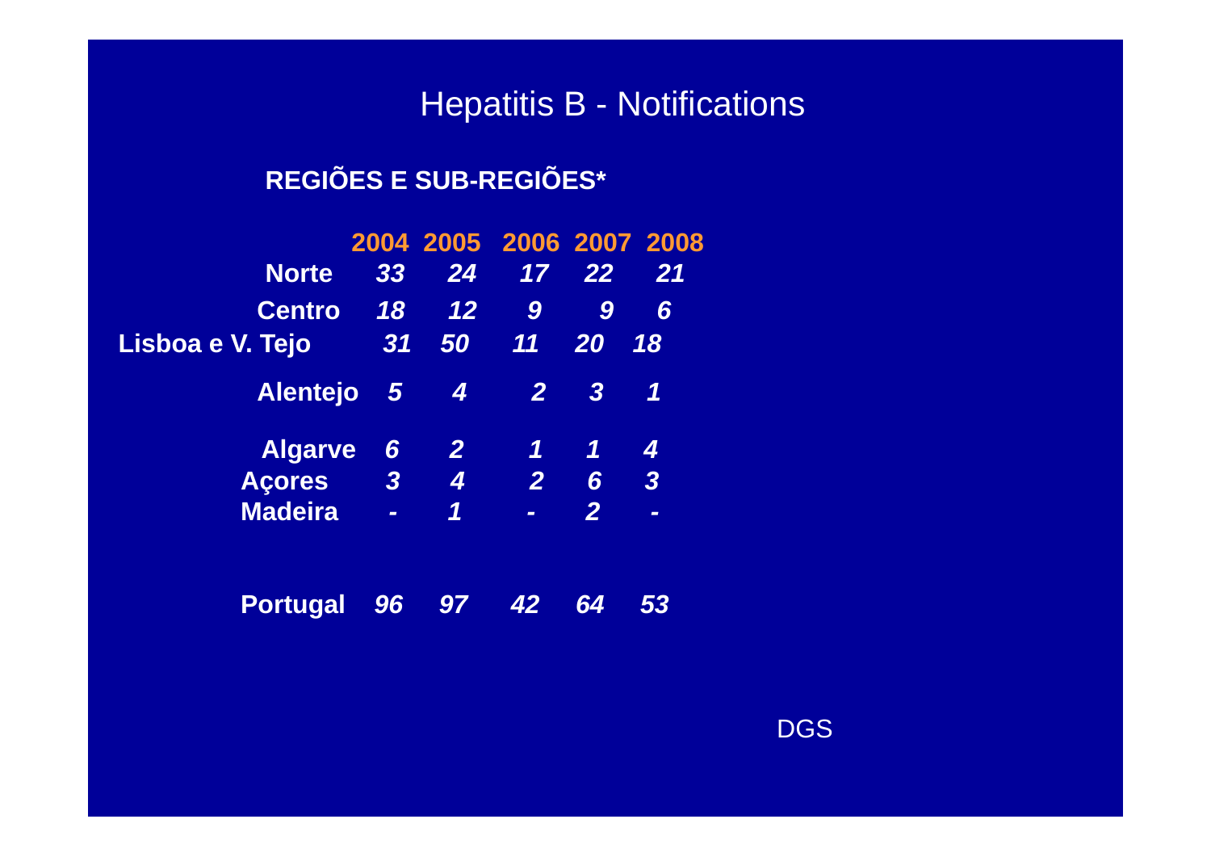# Hepatitis B - Notifications

**REGIÕES E SUB-REGIÕES***

| | 2004 | 2005 | 2006 | 2007 | 2008 |
|---|---|---|---|---|---|
| **Norte** | *33* | *24* | *17* | *22* | *21* |
| **Centro** | *18* | *12* | *9* | *9* | *6* |
| **Lisboa e V. Tejo** | *31* | *50* | *11* | *20* | *18* |
| **Alentejo** | *5* | *4* | *2* | *3* | *1* |
| **Algarve** | *6* | *2* | *1* | *1* | *4* |
| **Açores** | *3* | *4* | *2* | *6* | *3* |
| **Madeira** | *-* | *1* | *-* | *2* | *-* |
| **Portugal** | *96* | *97* | *42* | *64* | *53* |

DGS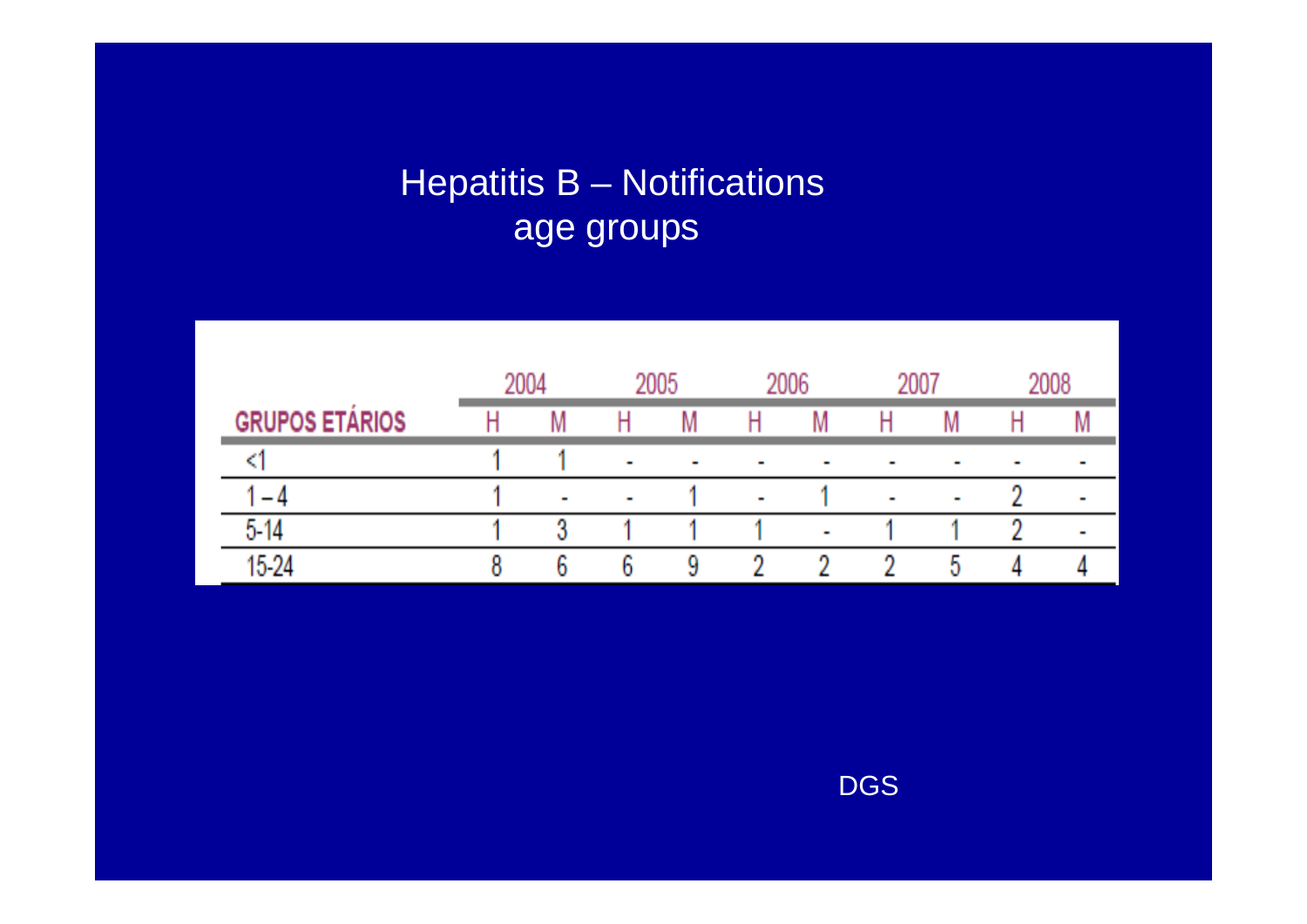# Hepatitis B – Notifications age groups

| GRUPOS ETÁRIOS | 2004 | | 2005 | | 2006 | | 2007 | | 2008 | |
|---|---|---|---|---|---|---|---|---|---|---|
| | H | M | H | M | H | M | H | M | H | M |
| <1 | 1 | 1 | - | - | - | - | - | - | - | - |
| 1 – 4 | 1 | - | - | 1 | - | 1 | - | - | 2 | - |
| 5-14 | 1 | 3 | 1 | 1 | 1 | - | 1 | 1 | 2 | - |
| 15-24 | 8 | 6 | 6 | 9 | 2 | 2 | 2 | 5 | 4 | 4 |

DGS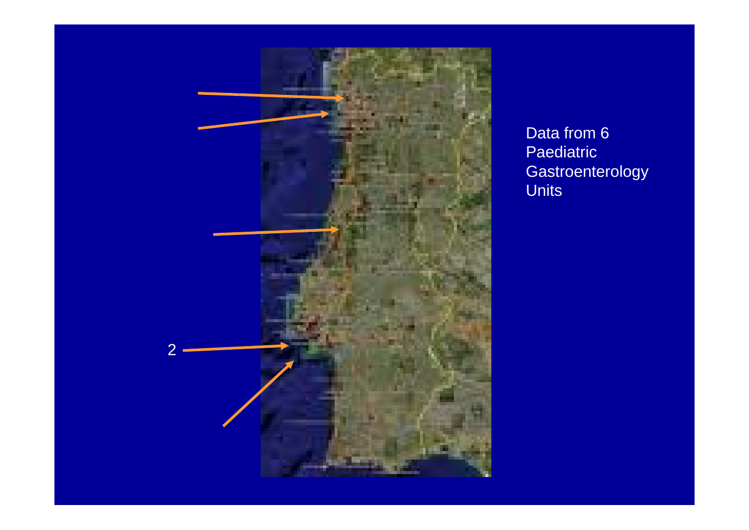2

Data from 6 Paediatric Gastroenterology Units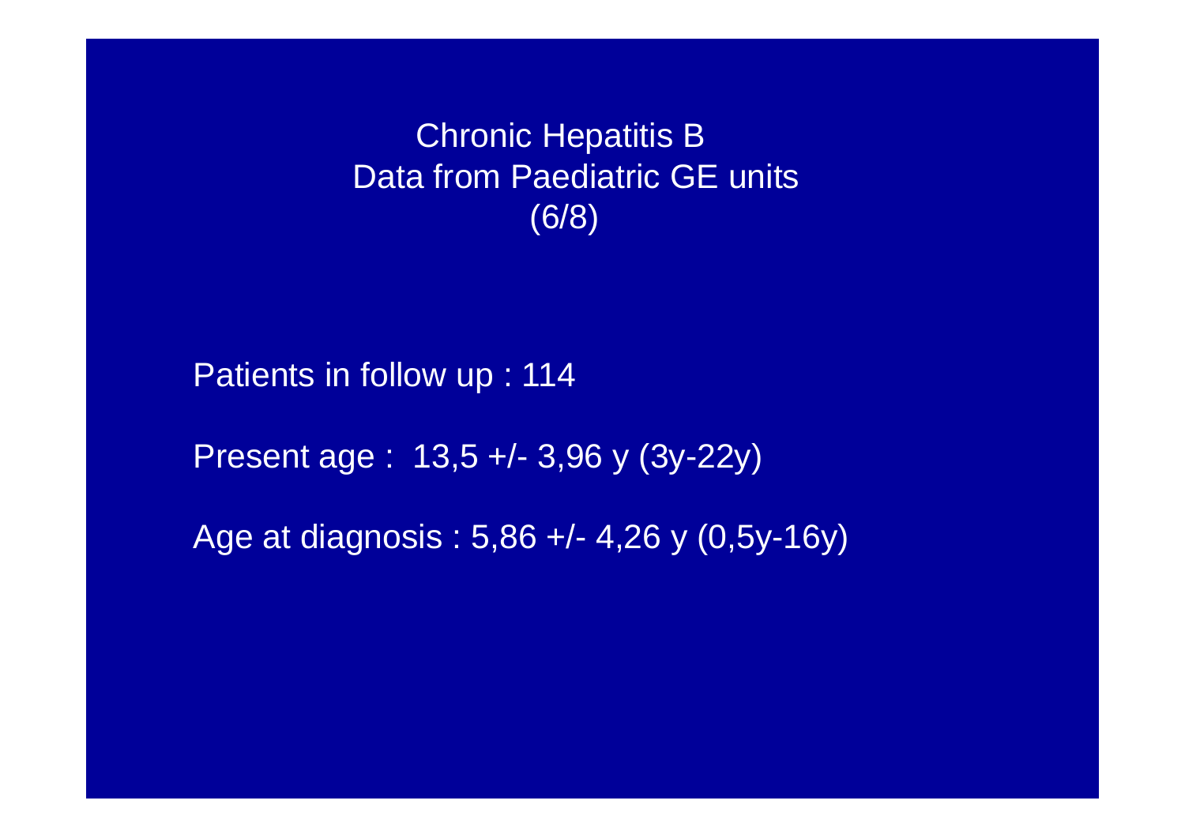# Chronic Hepatitis B
## Data from Paediatric GE units
## (6/8)

Patients in follow up : 114

Present age : 13,5 +/- 3,96 y (3y-22y)

Age at diagnosis : 5,86 +/- 4,26 y (0,5y-16y)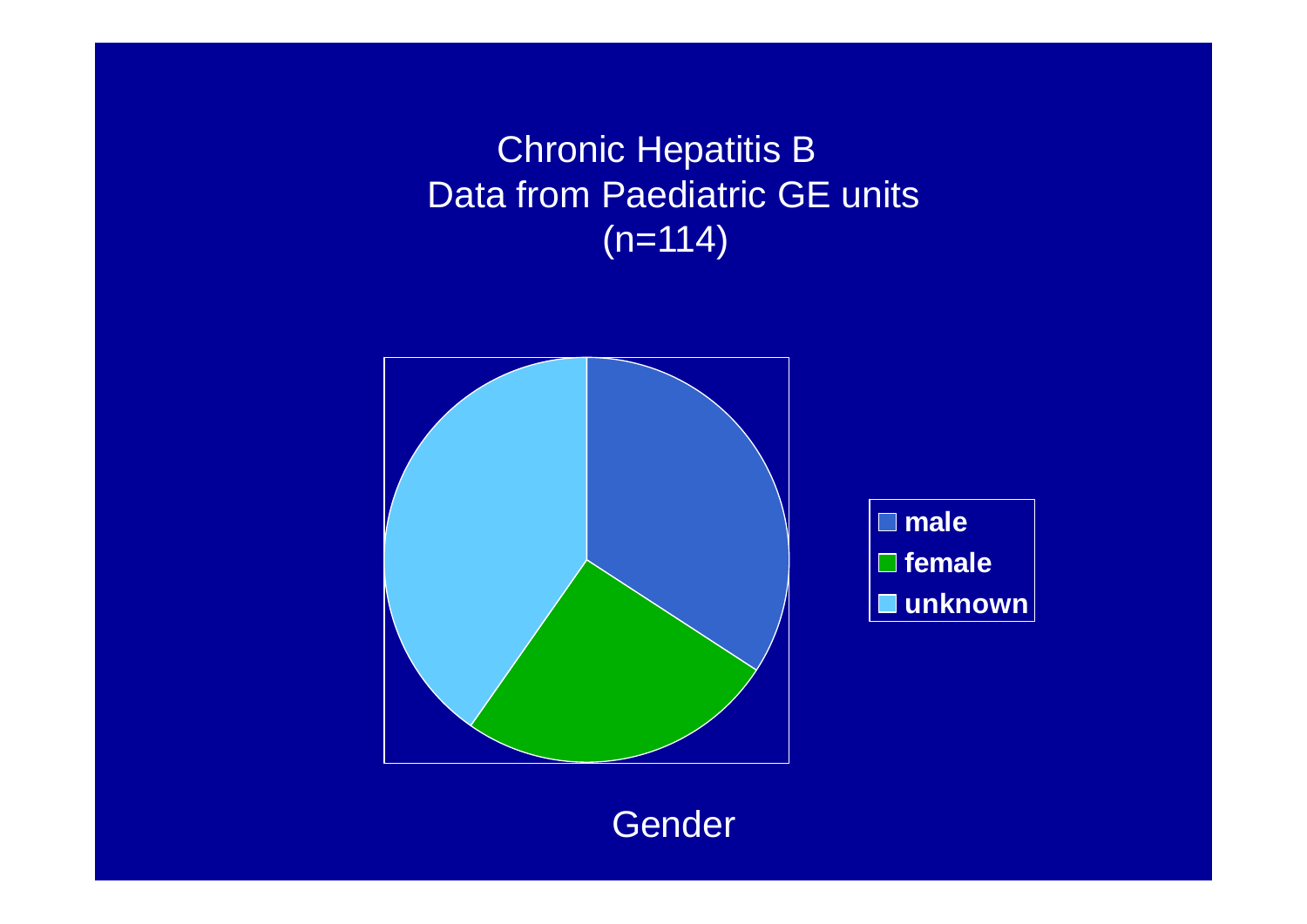# Chronic Hepatitis B
## Data from Paediatric GE units
## (n=114)

- male
- female
- unknown

Gender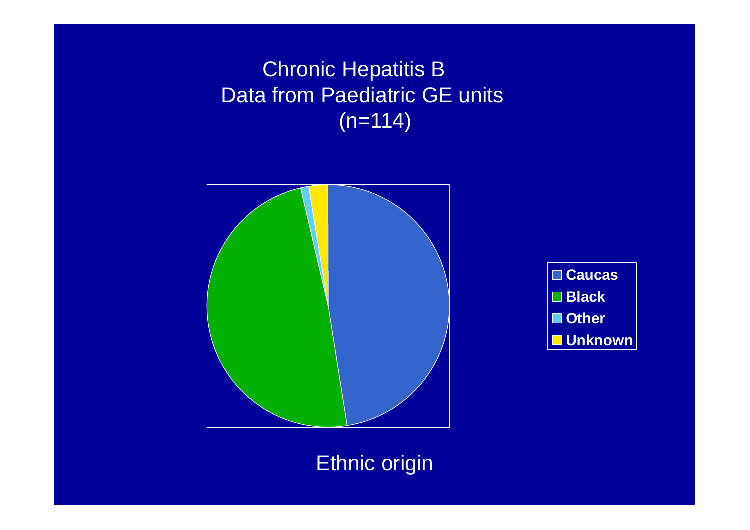# Chronic Hepatitis B
## Data from Paediatric GE units
## (n=114)

- Caucas
- Black
- Other
- Unknown

Ethnic origin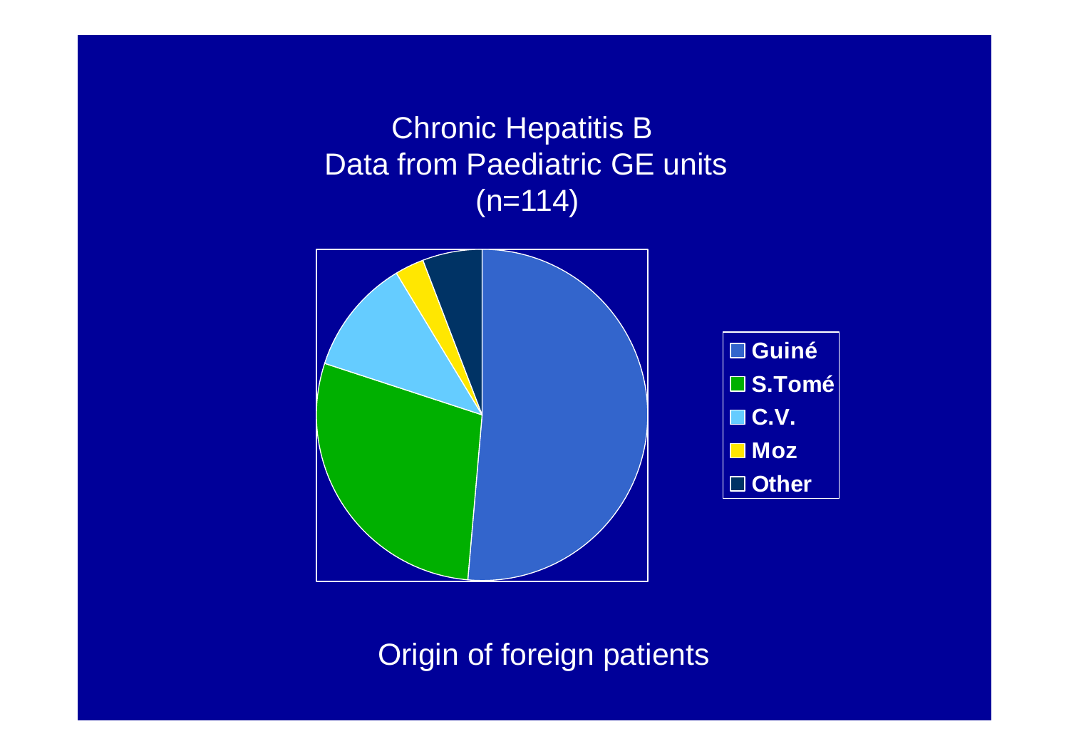# Chronic Hepatitis B
## Data from Paediatric GE units
## (n=114)

- Guiné
- S.Tomé
- C.V.
- Moz
- Other

Origin of foreign patients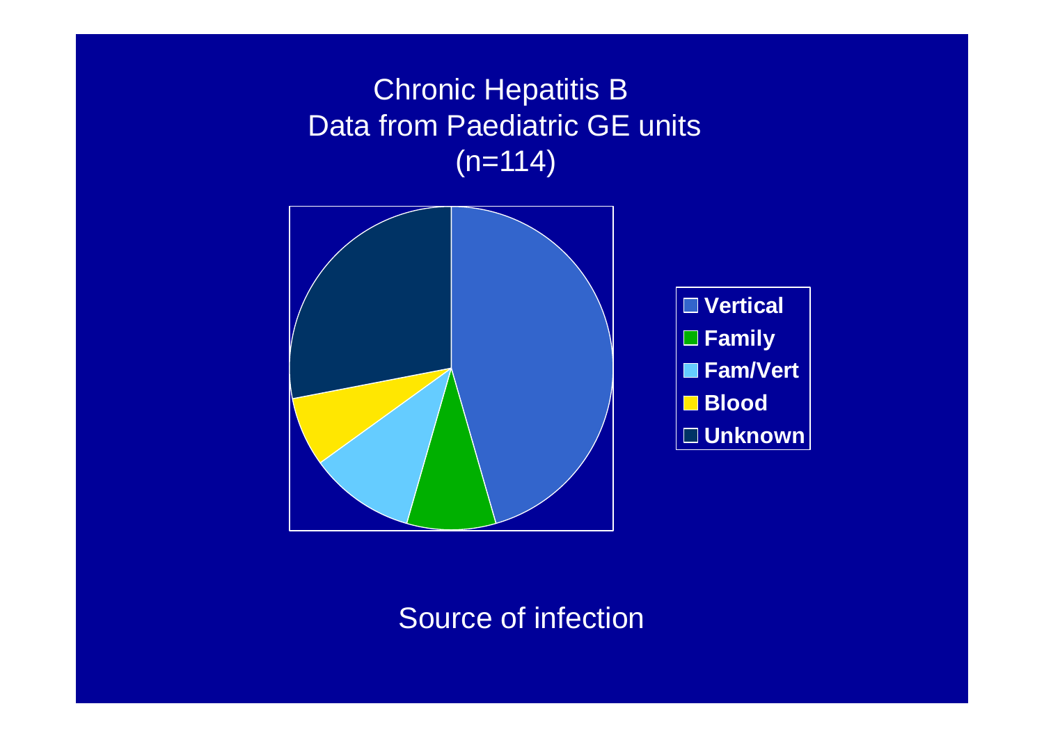# Chronic Hepatitis B
## Data from Paediatric GE units
## (n=114)

- Vertical
- Family
- Fam/Vert
- Blood
- Unknown

Source of infection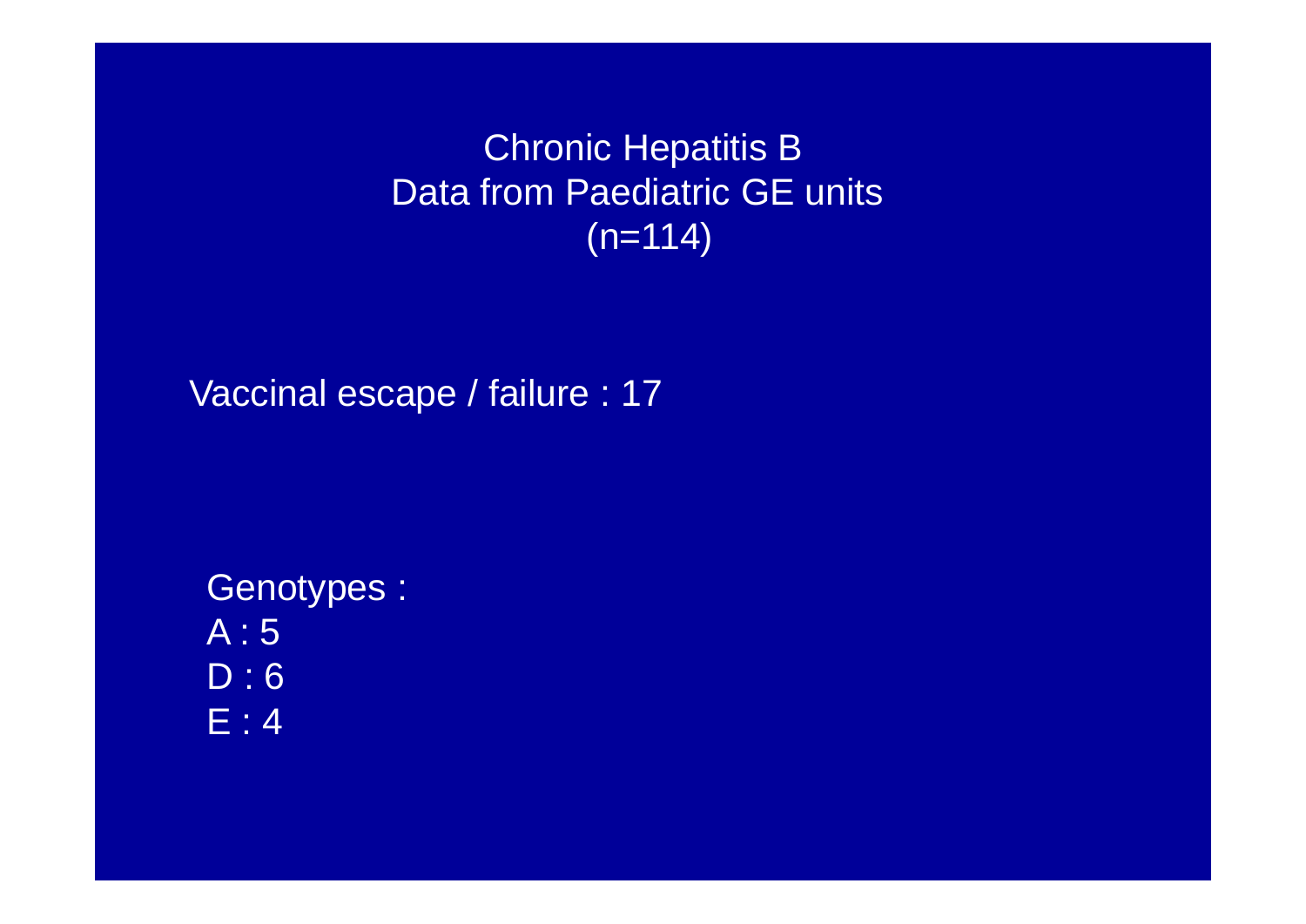# Chronic Hepatitis B
## Data from Paediatric GE units
## (n=114)

Vaccinal escape / failure : 17

Genotypes :
A : 5
D : 6
E : 4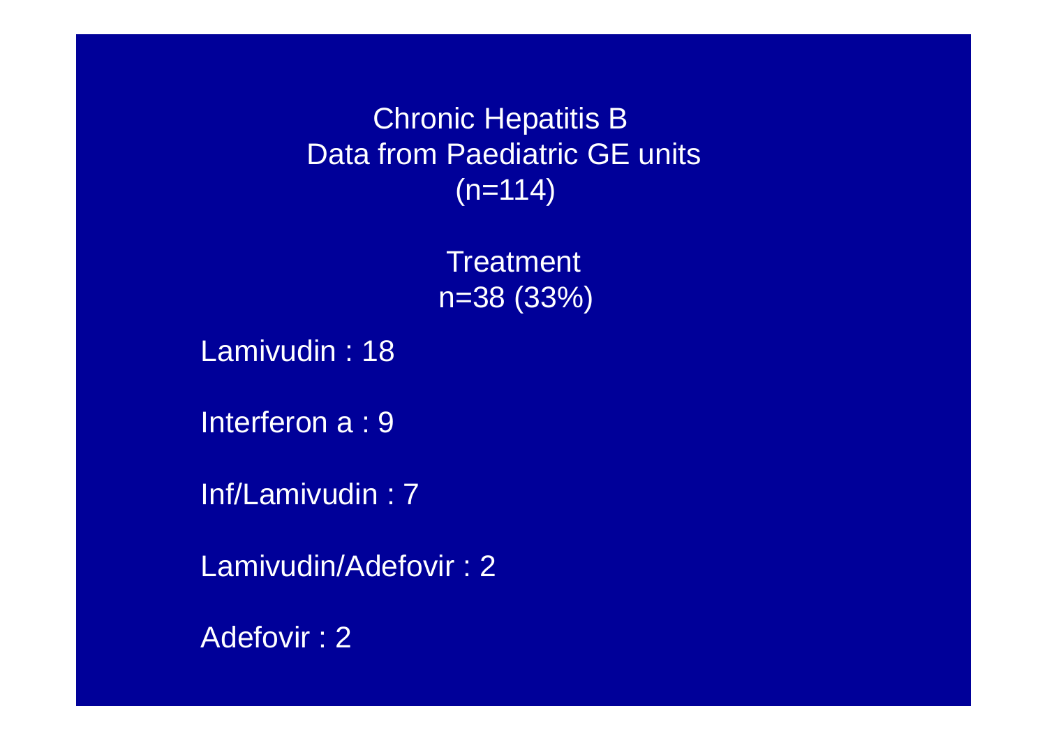# Chronic Hepatitis B
## Data from Paediatric GE units
## (n=114)

### Treatment
### n=38 (33%)

Lamivudin : 18

Interferon a : 9

Inf/Lamivudin : 7

Lamivudin/Adefovir : 2

Adefovir : 2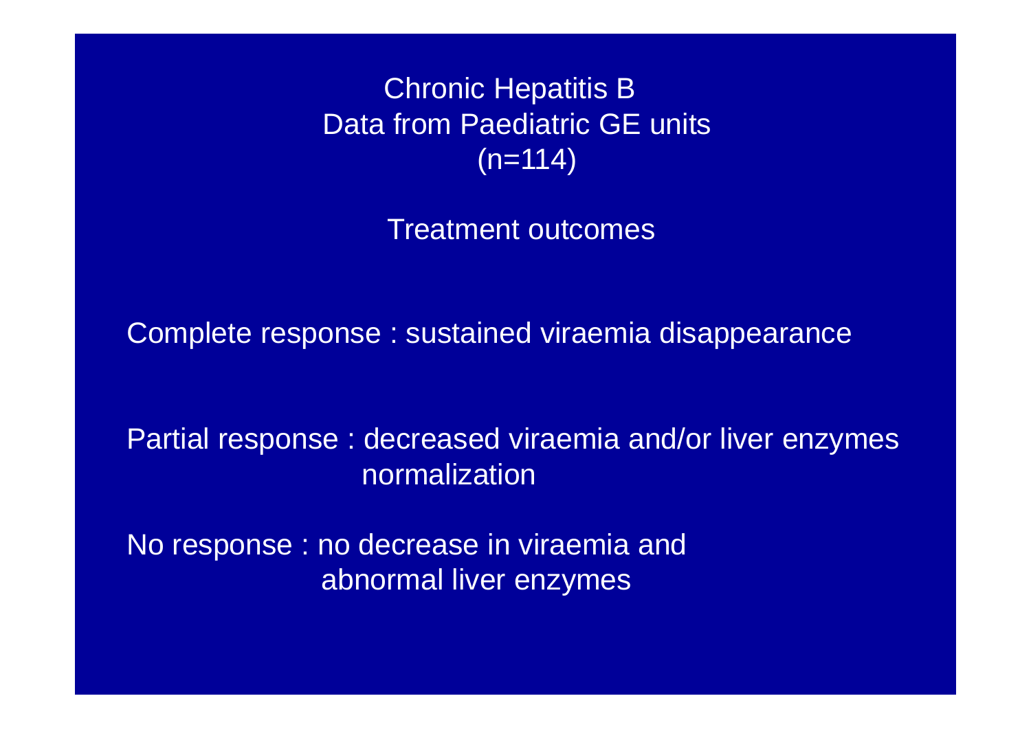# Chronic Hepatitis B
## Data from Paediatric GE units
## (n=114)

### Treatment outcomes

Complete response : sustained viraemia disappearance

Partial response : decreased viraemia and/or liver enzymes normalization

No response : no decrease in viraemia and abnormal liver enzymes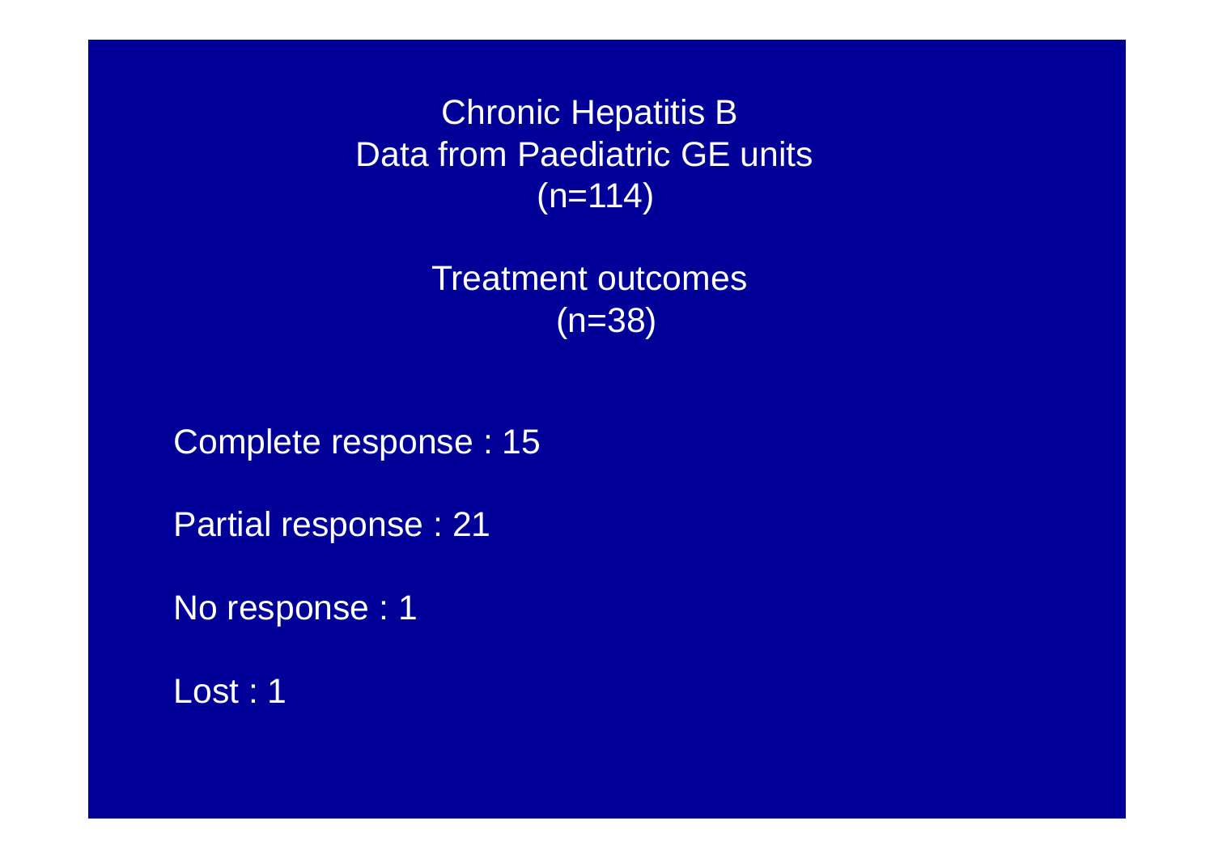# Chronic Hepatitis B
## Data from Paediatric GE units
## (n=114)

### Treatment outcomes
### (n=38)

Complete response : 15

Partial response : 21

No response : 1

Lost : 1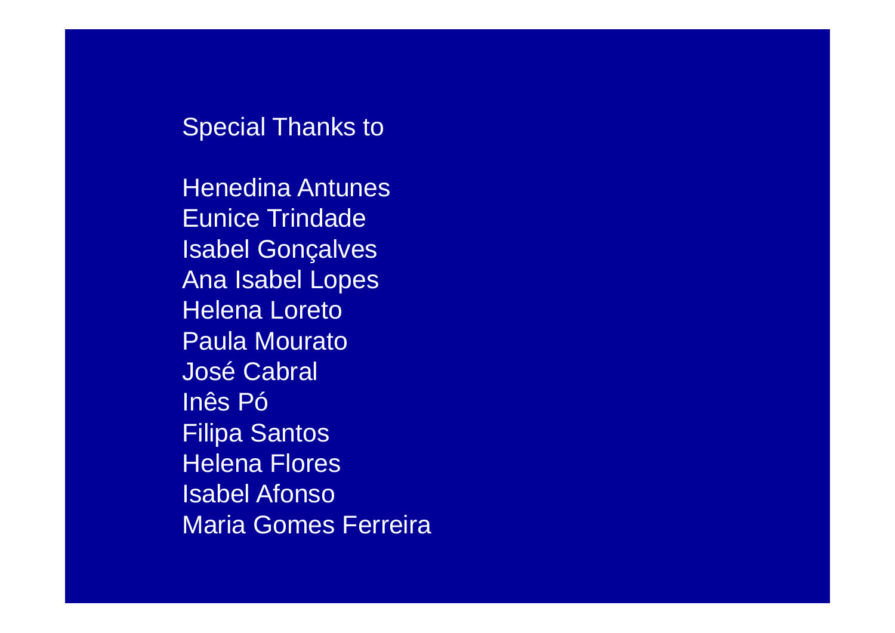Special Thanks to

Henedina Antunes
Eunice Trindade
Isabel Gonçalves
Ana Isabel Lopes
Helena Loreto
Paula Mourato
José Cabral
Inês Pó
Filipa Santos
Helena Flores
Isabel Afonso
Maria Gomes Ferreira